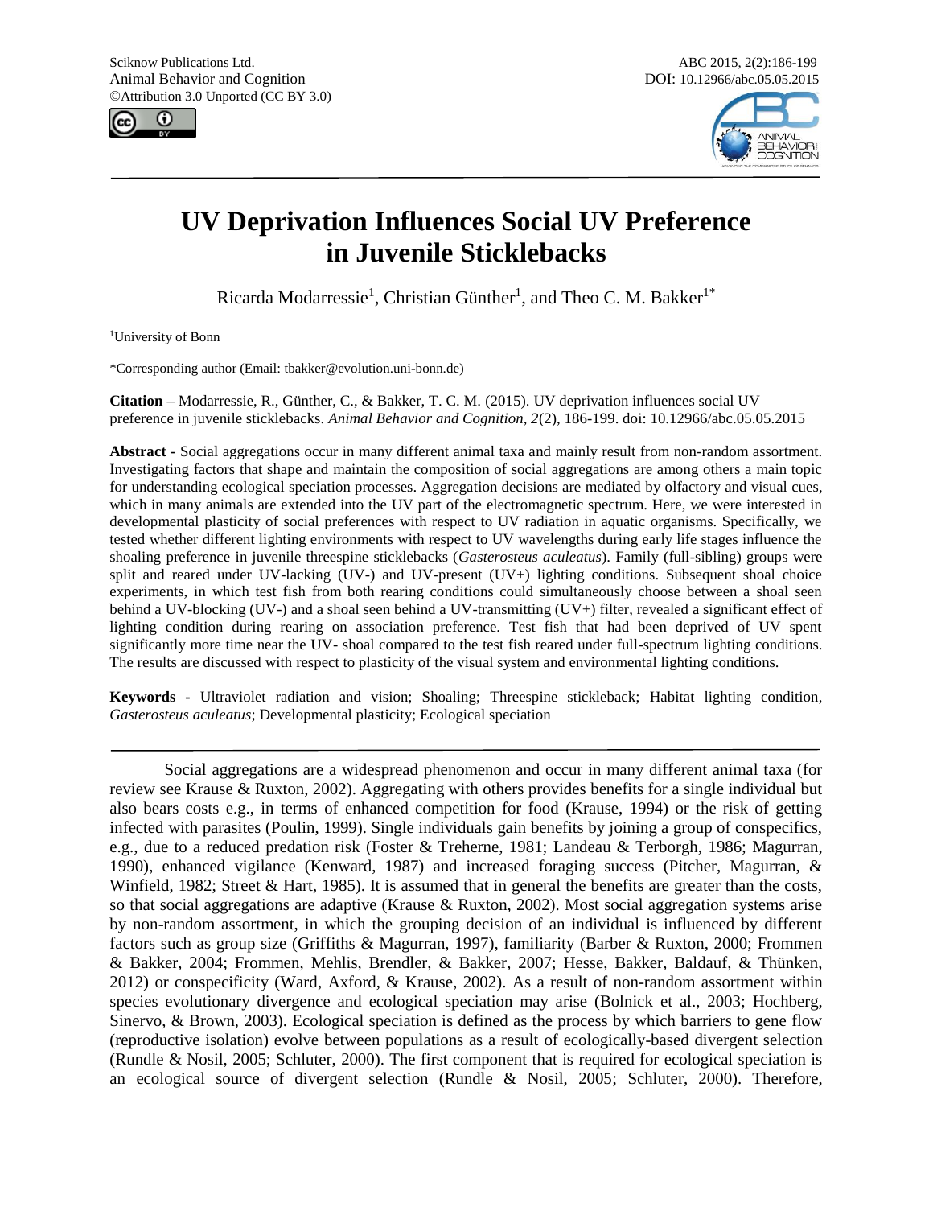Sciknow Publications Ltd.
Animal Behavior and Cognition
©Attribution 3.0 Unported (CC BY 3.0)

ABC 2015, 2(2):186-199
DOI: 10.12966/abc.05.05.2015

# UV Deprivation Influences Social UV Preference in Juvenile Sticklebacks

Ricarda Modarressie[1], Christian Günther[1], and Theo C. M. Bakker[1*]

[1]University of Bonn

*Corresponding author (Email: tbakker@evolution.uni-bonn.de)

**Citation –** Modarressie, R., Günther, C., & Bakker, T. C. M. (2015). UV deprivation influences social UV preference in juvenile sticklebacks. *Animal Behavior and Cognition, 2*(2), 186-199. doi: 10.12966/abc.05.05.2015

**Abstract -** Social aggregations occur in many different animal taxa and mainly result from non-random assortment. Investigating factors that shape and maintain the composition of social aggregations are among others a main topic for understanding ecological speciation processes. Aggregation decisions are mediated by olfactory and visual cues, which in many animals are extended into the UV part of the electromagnetic spectrum. Here, we were interested in developmental plasticity of social preferences with respect to UV radiation in aquatic organisms. Specifically, we tested whether different lighting environments with respect to UV wavelengths during early life stages influence the shoaling preference in juvenile threespine sticklebacks (*Gasterosteus aculeatus*). Family (full-sibling) groups were split and reared under UV-lacking (UV-) and UV-present (UV+) lighting conditions. Subsequent shoal choice experiments, in which test fish from both rearing conditions could simultaneously choose between a shoal seen behind a UV-blocking (UV-) and a shoal seen behind a UV-transmitting (UV+) filter, revealed a significant effect of lighting condition during rearing on association preference. Test fish that had been deprived of UV spent significantly more time near the UV- shoal compared to the test fish reared under full-spectrum lighting conditions. The results are discussed with respect to plasticity of the visual system and environmental lighting conditions.

**Keywords -** Ultraviolet radiation and vision; Shoaling; Threespine stickleback; Habitat lighting condition, *Gasterosteus aculeatus*; Developmental plasticity; Ecological speciation

---

Social aggregations are a widespread phenomenon and occur in many different animal taxa (for review see Krause & Ruxton, 2002). Aggregating with others provides benefits for a single individual but also bears costs e.g., in terms of enhanced competition for food (Krause, 1994) or the risk of getting infected with parasites (Poulin, 1999). Single individuals gain benefits by joining a group of conspecifics, e.g., due to a reduced predation risk (Foster & Treherne, 1981; Landeau & Terborgh, 1986; Magurran, 1990), enhanced vigilance (Kenward, 1987) and increased foraging success (Pitcher, Magurran, & Winfield, 1982; Street & Hart, 1985). It is assumed that in general the benefits are greater than the costs, so that social aggregations are adaptive (Krause & Ruxton, 2002). Most social aggregation systems arise by non-random assortment, in which the grouping decision of an individual is influenced by different factors such as group size (Griffiths & Magurran, 1997), familiarity (Barber & Ruxton, 2000; Frommen & Bakker, 2004; Frommen, Mehlis, Brendler, & Bakker, 2007; Hesse, Bakker, Baldauf, & Thünken, 2012) or conspecificity (Ward, Axford, & Krause, 2002). As a result of non-random assortment within species evolutionary divergence and ecological speciation may arise (Bolnick et al., 2003; Hochberg, Sinervo, & Brown, 2003). Ecological speciation is defined as the process by which barriers to gene flow (reproductive isolation) evolve between populations as a result of ecologically-based divergent selection (Rundle & Nosil, 2005; Schluter, 2000). The first component that is required for ecological speciation is an ecological source of divergent selection (Rundle & Nosil, 2005; Schluter, 2000). Therefore,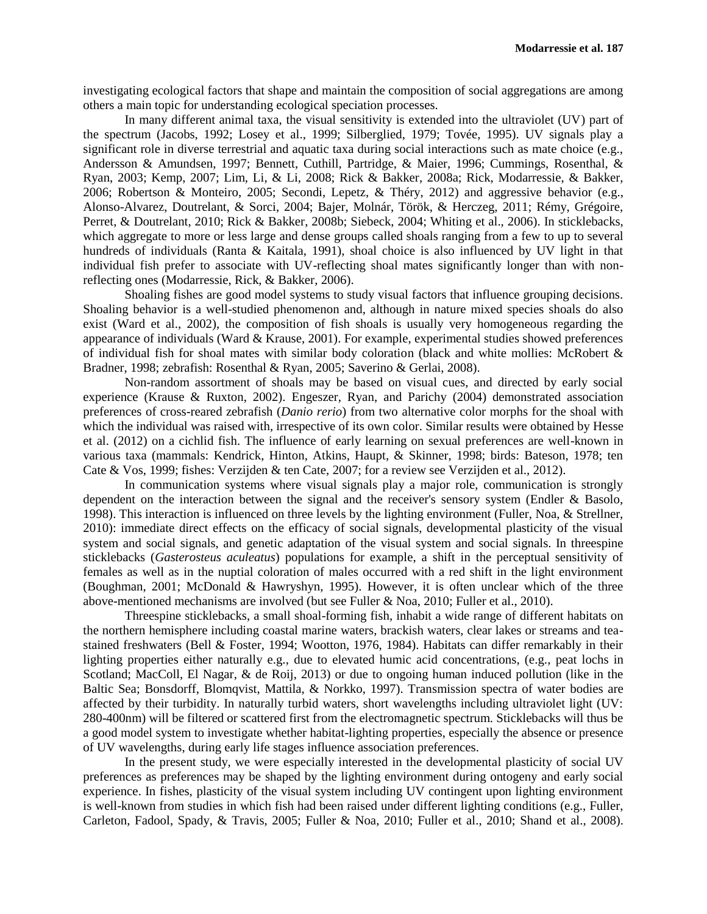investigating ecological factors that shape and maintain the composition of social aggregations are among others a main topic for understanding ecological speciation processes.

In many different animal taxa, the visual sensitivity is extended into the ultraviolet (UV) part of the spectrum (Jacobs, 1992; Losey et al., 1999; Silberglied, 1979; Tovée, 1995). UV signals play a significant role in diverse terrestrial and aquatic taxa during social interactions such as mate choice (e.g., Andersson & Amundsen, 1997; Bennett, Cuthill, Partridge, & Maier, 1996; Cummings, Rosenthal, & Ryan, 2003; Kemp, 2007; Lim, Li, & Li, 2008; Rick & Bakker, 2008a; Rick, Modarressie, & Bakker, 2006; Robertson & Monteiro, 2005; Secondi, Lepetz, & Théry, 2012) and aggressive behavior (e.g., Alonso-Alvarez, Doutrelant, & Sorci, 2004; Bajer, Molnár, Török, & Herczeg, 2011; Rémy, Grégoire, Perret, & Doutrelant, 2010; Rick & Bakker, 2008b; Siebeck, 2004; Whiting et al., 2006). In sticklebacks, which aggregate to more or less large and dense groups called shoals ranging from a few to up to several hundreds of individuals (Ranta & Kaitala, 1991), shoal choice is also influenced by UV light in that individual fish prefer to associate with UV-reflecting shoal mates significantly longer than with non-reflecting ones (Modarressie, Rick, & Bakker, 2006).

Shoaling fishes are good model systems to study visual factors that influence grouping decisions. Shoaling behavior is a well-studied phenomenon and, although in nature mixed species shoals do also exist (Ward et al., 2002), the composition of fish shoals is usually very homogeneous regarding the appearance of individuals (Ward & Krause, 2001). For example, experimental studies showed preferences of individual fish for shoal mates with similar body coloration (black and white mollies: McRobert & Bradner, 1998; zebrafish: Rosenthal & Ryan, 2005; Saverino & Gerlai, 2008).

Non-random assortment of shoals may be based on visual cues, and directed by early social experience (Krause & Ruxton, 2002). Engeszer, Ryan, and Parichy (2004) demonstrated association preferences of cross-reared zebrafish (*Danio rerio*) from two alternative color morphs for the shoal with which the individual was raised with, irrespective of its own color. Similar results were obtained by Hesse et al. (2012) on a cichlid fish. The influence of early learning on sexual preferences are well-known in various taxa (mammals: Kendrick, Hinton, Atkins, Haupt, & Skinner, 1998; birds: Bateson, 1978; ten Cate & Vos, 1999; fishes: Verzijden & ten Cate, 2007; for a review see Verzijden et al., 2012).

In communication systems where visual signals play a major role, communication is strongly dependent on the interaction between the signal and the receiver's sensory system (Endler & Basolo, 1998). This interaction is influenced on three levels by the lighting environment (Fuller, Noa, & Strellner, 2010): immediate direct effects on the efficacy of social signals, developmental plasticity of the visual system and social signals, and genetic adaptation of the visual system and social signals. In threespine sticklebacks (*Gasterosteus aculeatus*) populations for example, a shift in the perceptual sensitivity of females as well as in the nuptial coloration of males occurred with a red shift in the light environment (Boughman, 2001; McDonald & Hawryshyn, 1995). However, it is often unclear which of the three above-mentioned mechanisms are involved (but see Fuller & Noa, 2010; Fuller et al., 2010).

Threespine sticklebacks, a small shoal-forming fish, inhabit a wide range of different habitats on the northern hemisphere including coastal marine waters, brackish waters, clear lakes or streams and tea-stained freshwaters (Bell & Foster, 1994; Wootton, 1976, 1984). Habitats can differ remarkably in their lighting properties either naturally e.g., due to elevated humic acid concentrations, (e.g., peat lochs in Scotland; MacColl, El Nagar, & de Roij, 2013) or due to ongoing human induced pollution (like in the Baltic Sea; Bonsdorff, Blomqvist, Mattila, & Norkko, 1997). Transmission spectra of water bodies are affected by their turbidity. In naturally turbid waters, short wavelengths including ultraviolet light (UV: 280-400nm) will be filtered or scattered first from the electromagnetic spectrum. Sticklebacks will thus be a good model system to investigate whether habitat-lighting properties, especially the absence or presence of UV wavelengths, during early life stages influence association preferences.

In the present study, we were especially interested in the developmental plasticity of social UV preferences as preferences may be shaped by the lighting environment during ontogeny and early social experience. In fishes, plasticity of the visual system including UV contingent upon lighting environment is well-known from studies in which fish had been raised under different lighting conditions (e.g., Fuller, Carleton, Fadool, Spady, & Travis, 2005; Fuller & Noa, 2010; Fuller et al., 2010; Shand et al., 2008).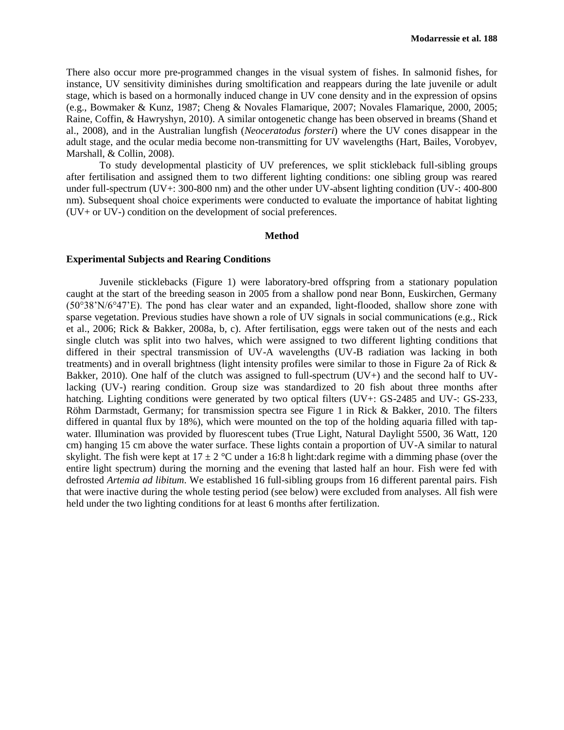There also occur more pre-programmed changes in the visual system of fishes. In salmonid fishes, for instance, UV sensitivity diminishes during smoltification and reappears during the late juvenile or adult stage, which is based on a hormonally induced change in UV cone density and in the expression of opsins (e.g., Bowmaker & Kunz, 1987; Cheng & Novales Flamarique, 2007; Novales Flamarique, 2000, 2005; Raine, Coffin, & Hawryshyn, 2010). A similar ontogenetic change has been observed in breams (Shand et al., 2008), and in the Australian lungfish (*Neoceratodus forsteri*) where the UV cones disappear in the adult stage, and the ocular media become non-transmitting for UV wavelengths (Hart, Bailes, Vorobyev, Marshall, & Collin, 2008).

To study developmental plasticity of UV preferences, we split stickleback full-sibling groups after fertilisation and assigned them to two different lighting conditions: one sibling group was reared under full-spectrum (UV+: 300-800 nm) and the other under UV-absent lighting condition (UV-: 400-800 nm). Subsequent shoal choice experiments were conducted to evaluate the importance of habitat lighting (UV+ or UV-) condition on the development of social preferences.

## Method

### Experimental Subjects and Rearing Conditions

Juvenile sticklebacks (Figure 1) were laboratory-bred offspring from a stationary population caught at the start of the breeding season in 2005 from a shallow pond near Bonn, Euskirchen, Germany (50°38'N/6°47'E). The pond has clear water and an expanded, light-flooded, shallow shore zone with sparse vegetation. Previous studies have shown a role of UV signals in social communications (e.g., Rick et al., 2006; Rick & Bakker, 2008a, b, c). After fertilisation, eggs were taken out of the nests and each single clutch was split into two halves, which were assigned to two different lighting conditions that differed in their spectral transmission of UV-A wavelengths (UV-B radiation was lacking in both treatments) and in overall brightness (light intensity profiles were similar to those in Figure 2a of Rick & Bakker, 2010). One half of the clutch was assigned to full-spectrum (UV+) and the second half to UV-lacking (UV-) rearing condition. Group size was standardized to 20 fish about three months after hatching. Lighting conditions were generated by two optical filters (UV+: GS-2485 and UV-: GS-233, Röhm Darmstadt, Germany; for transmission spectra see Figure 1 in Rick & Bakker, 2010. The filters differed in quantal flux by 18%), which were mounted on the top of the holding aquaria filled with tap-water. Illumination was provided by fluorescent tubes (True Light, Natural Daylight 5500, 36 Watt, 120 cm) hanging 15 cm above the water surface. These lights contain a proportion of UV-A similar to natural skylight. The fish were kept at 17 ± 2 °C under a 16:8 h light:dark regime with a dimming phase (over the entire light spectrum) during the morning and the evening that lasted half an hour. Fish were fed with defrosted *Artemia ad libitum*. We established 16 full-sibling groups from 16 different parental pairs. Fish that were inactive during the whole testing period (see below) were excluded from analyses. All fish were held under the two lighting conditions for at least 6 months after fertilization.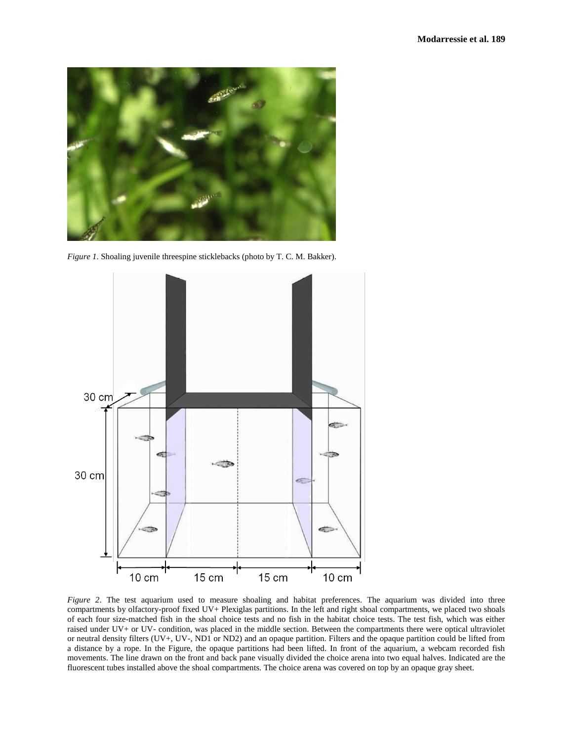*Figure 1*. Shoaling juvenile threespine sticklebacks (photo by T. C. M. Bakker).

*Figure 2*. The test aquarium used to measure shoaling and habitat preferences. The aquarium was divided into three compartments by olfactory-proof fixed UV+ Plexiglas partitions. In the left and right shoal compartments, we placed two shoals of each four size-matched fish in the shoal choice tests and no fish in the habitat choice tests. The test fish, which was either raised under UV+ or UV- condition, was placed in the middle section. Between the compartments there were optical ultraviolet or neutral density filters (UV+, UV-, ND1 or ND2) and an opaque partition. Filters and the opaque partition could be lifted from a distance by a rope. In the Figure, the opaque partitions had been lifted. In front of the aquarium, a webcam recorded fish movements. The line drawn on the front and back pane visually divided the choice arena into two equal halves. Indicated are the fluorescent tubes installed above the shoal compartments. The choice arena was covered on top by an opaque gray sheet.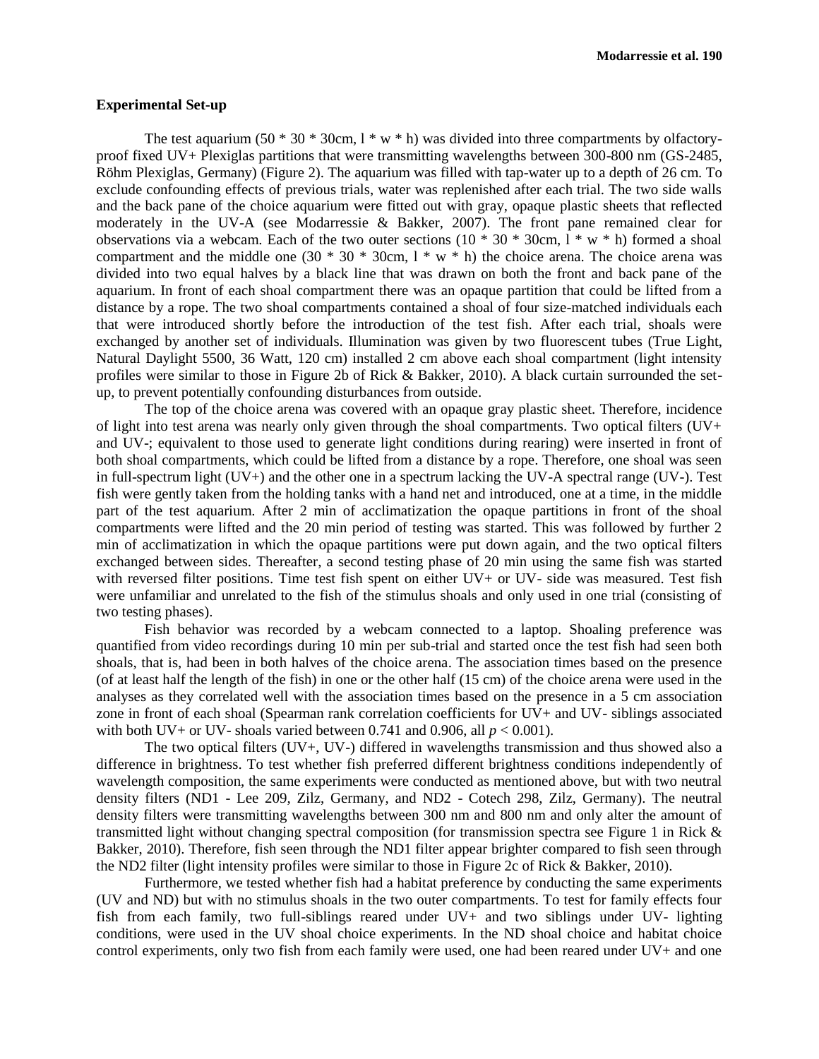### Experimental Set-up

The test aquarium (50 * 30 * 30cm, l * w * h) was divided into three compartments by olfactory-proof fixed UV+ Plexiglas partitions that were transmitting wavelengths between 300-800 nm (GS-2485, Röhm Plexiglas, Germany) (Figure 2). The aquarium was filled with tap-water up to a depth of 26 cm. To exclude confounding effects of previous trials, water was replenished after each trial. The two side walls and the back pane of the choice aquarium were fitted out with gray, opaque plastic sheets that reflected moderately in the UV-A (see Modarressie & Bakker, 2007). The front pane remained clear for observations via a webcam. Each of the two outer sections (10 * 30 * 30cm, l * w * h) formed a shoal compartment and the middle one (30 * 30 * 30cm, l * w * h) the choice arena. The choice arena was divided into two equal halves by a black line that was drawn on both the front and back pane of the aquarium. In front of each shoal compartment there was an opaque partition that could be lifted from a distance by a rope. The two shoal compartments contained a shoal of four size-matched individuals each that were introduced shortly before the introduction of the test fish. After each trial, shoals were exchanged by another set of individuals. Illumination was given by two fluorescent tubes (True Light, Natural Daylight 5500, 36 Watt, 120 cm) installed 2 cm above each shoal compartment (light intensity profiles were similar to those in Figure 2b of Rick & Bakker, 2010). A black curtain surrounded the set-up, to prevent potentially confounding disturbances from outside.

The top of the choice arena was covered with an opaque gray plastic sheet. Therefore, incidence of light into test arena was nearly only given through the shoal compartments. Two optical filters (UV+ and UV-; equivalent to those used to generate light conditions during rearing) were inserted in front of both shoal compartments, which could be lifted from a distance by a rope. Therefore, one shoal was seen in full-spectrum light (UV+) and the other one in a spectrum lacking the UV-A spectral range (UV-). Test fish were gently taken from the holding tanks with a hand net and introduced, one at a time, in the middle part of the test aquarium. After 2 min of acclimatization the opaque partitions in front of the shoal compartments were lifted and the 20 min period of testing was started. This was followed by further 2 min of acclimatization in which the opaque partitions were put down again, and the two optical filters exchanged between sides. Thereafter, a second testing phase of 20 min using the same fish was started with reversed filter positions. Time test fish spent on either UV+ or UV- side was measured. Test fish were unfamiliar and unrelated to the fish of the stimulus shoals and only used in one trial (consisting of two testing phases).

Fish behavior was recorded by a webcam connected to a laptop. Shoaling preference was quantified from video recordings during 10 min per sub-trial and started once the test fish had seen both shoals, that is, had been in both halves of the choice arena. The association times based on the presence (of at least half the length of the fish) in one or the other half (15 cm) of the choice arena were used in the analyses as they correlated well with the association times based on the presence in a 5 cm association zone in front of each shoal (Spearman rank correlation coefficients for UV+ and UV- siblings associated with both UV+ or UV- shoals varied between 0.741 and 0.906, all $p < 0.001$).

The two optical filters (UV+, UV-) differed in wavelengths transmission and thus showed also a difference in brightness. To test whether fish preferred different brightness conditions independently of wavelength composition, the same experiments were conducted as mentioned above, but with two neutral density filters (ND1 - Lee 209, Zilz, Germany, and ND2 - Cotech 298, Zilz, Germany). The neutral density filters were transmitting wavelengths between 300 nm and 800 nm and only alter the amount of transmitted light without changing spectral composition (for transmission spectra see Figure 1 in Rick & Bakker, 2010). Therefore, fish seen through the ND1 filter appear brighter compared to fish seen through the ND2 filter (light intensity profiles were similar to those in Figure 2c of Rick & Bakker, 2010).

Furthermore, we tested whether fish had a habitat preference by conducting the same experiments (UV and ND) but with no stimulus shoals in the two outer compartments. To test for family effects four fish from each family, two full-siblings reared under UV+ and two siblings under UV- lighting conditions, were used in the UV shoal choice experiments. In the ND shoal choice and habitat choice control experiments, only two fish from each family were used, one had been reared under UV+ and one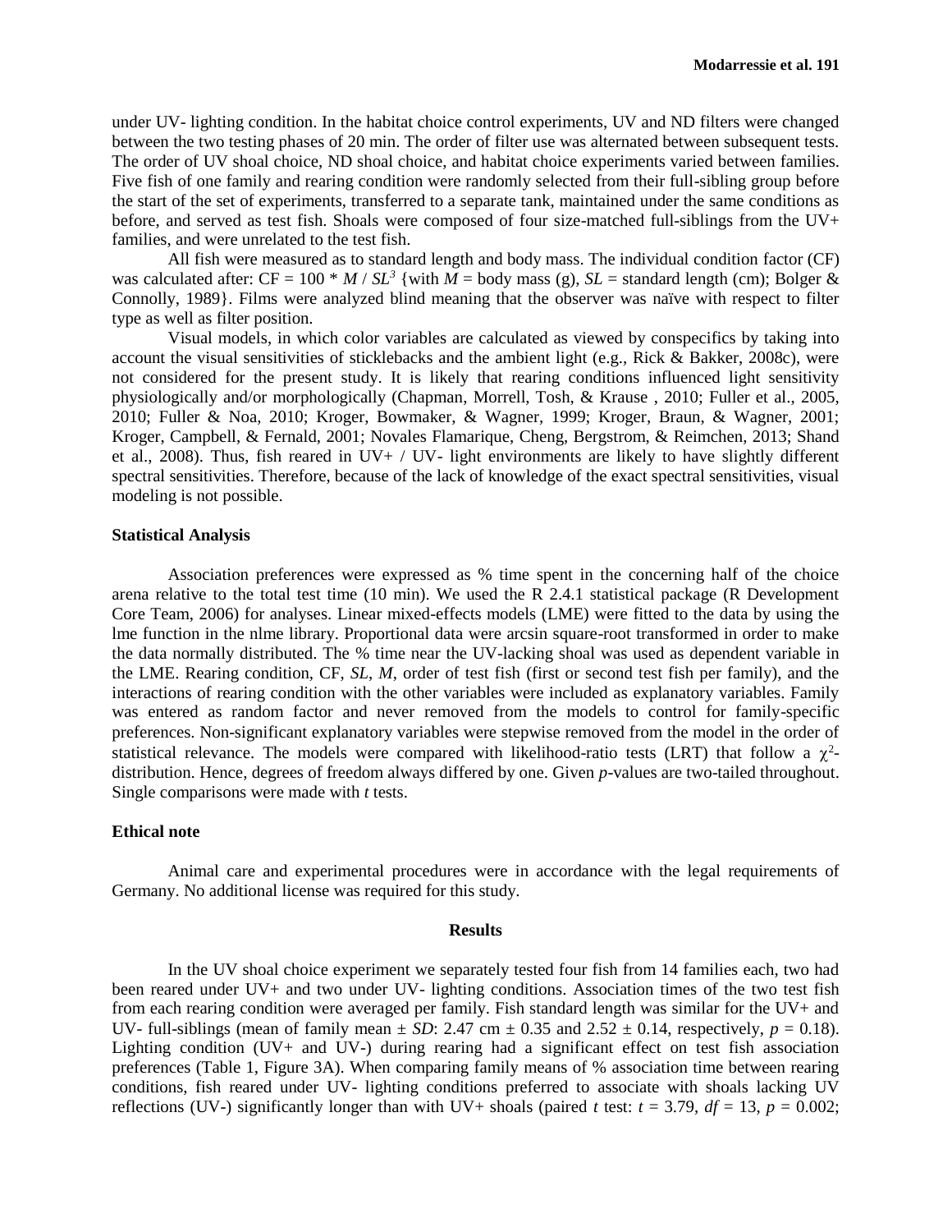under UV- lighting condition. In the habitat choice control experiments, UV and ND filters were changed between the two testing phases of 20 min. The order of filter use was alternated between subsequent tests. The order of UV shoal choice, ND shoal choice, and habitat choice experiments varied between families. Five fish of one family and rearing condition were randomly selected from their full-sibling group before the start of the set of experiments, transferred to a separate tank, maintained under the same conditions as before, and served as test fish. Shoals were composed of four size-matched full-siblings from the UV+ families, and were unrelated to the test fish.

All fish were measured as to standard length and body mass. The individual condition factor (CF) was calculated after: CF = 100 * $M$ / $SL^3$ {with $M$ = body mass (g), $SL$ = standard length (cm); Bolger & Connolly, 1989}. Films were analyzed blind meaning that the observer was naïve with respect to filter type as well as filter position.

Visual models, in which color variables are calculated as viewed by conspecifics by taking into account the visual sensitivities of sticklebacks and the ambient light (e.g., Rick & Bakker, 2008c), were not considered for the present study. It is likely that rearing conditions influenced light sensitivity physiologically and/or morphologically (Chapman, Morrell, Tosh, & Krause , 2010; Fuller et al., 2005, 2010; Fuller & Noa, 2010; Kroger, Bowmaker, & Wagner, 1999; Kroger, Braun, & Wagner, 2001; Kroger, Campbell, & Fernald, 2001; Novales Flamarique, Cheng, Bergstrom, & Reimchen, 2013; Shand et al., 2008). Thus, fish reared in UV+ / UV- light environments are likely to have slightly different spectral sensitivities. Therefore, because of the lack of knowledge of the exact spectral sensitivities, visual modeling is not possible.

### Statistical Analysis

Association preferences were expressed as % time spent in the concerning half of the choice arena relative to the total test time (10 min). We used the R 2.4.1 statistical package (R Development Core Team, 2006) for analyses. Linear mixed-effects models (LME) were fitted to the data by using the lme function in the nlme library. Proportional data were arcsin square-root transformed in order to make the data normally distributed. The % time near the UV-lacking shoal was used as dependent variable in the LME. Rearing condition, CF, $SL$, $M$, order of test fish (first or second test fish per family), and the interactions of rearing condition with the other variables were included as explanatory variables. Family was entered as random factor and never removed from the models to control for family-specific preferences. Non-significant explanatory variables were stepwise removed from the model in the order of statistical relevance. The models were compared with likelihood-ratio tests (LRT) that follow a $\chi^2$-distribution. Hence, degrees of freedom always differed by one. Given $p$-values are two-tailed throughout. Single comparisons were made with $t$ tests.

### Ethical note

Animal care and experimental procedures were in accordance with the legal requirements of Germany. No additional license was required for this study.

## Results

In the UV shoal choice experiment we separately tested four fish from 14 families each, two had been reared under UV+ and two under UV- lighting conditions. Association times of the two test fish from each rearing condition were averaged per family. Fish standard length was similar for the UV+ and UV- full-siblings (mean of family mean ± $SD$: 2.47 cm ± 0.35 and 2.52 ± 0.14, respectively, $p$ = 0.18). Lighting condition (UV+ and UV-) during rearing had a significant effect on test fish association preferences (Table 1, Figure 3A). When comparing family means of % association time between rearing conditions, fish reared under UV- lighting conditions preferred to associate with shoals lacking UV reflections (UV-) significantly longer than with UV+ shoals (paired $t$ test: $t$ = 3.79, $df$ = 13, $p$ = 0.002;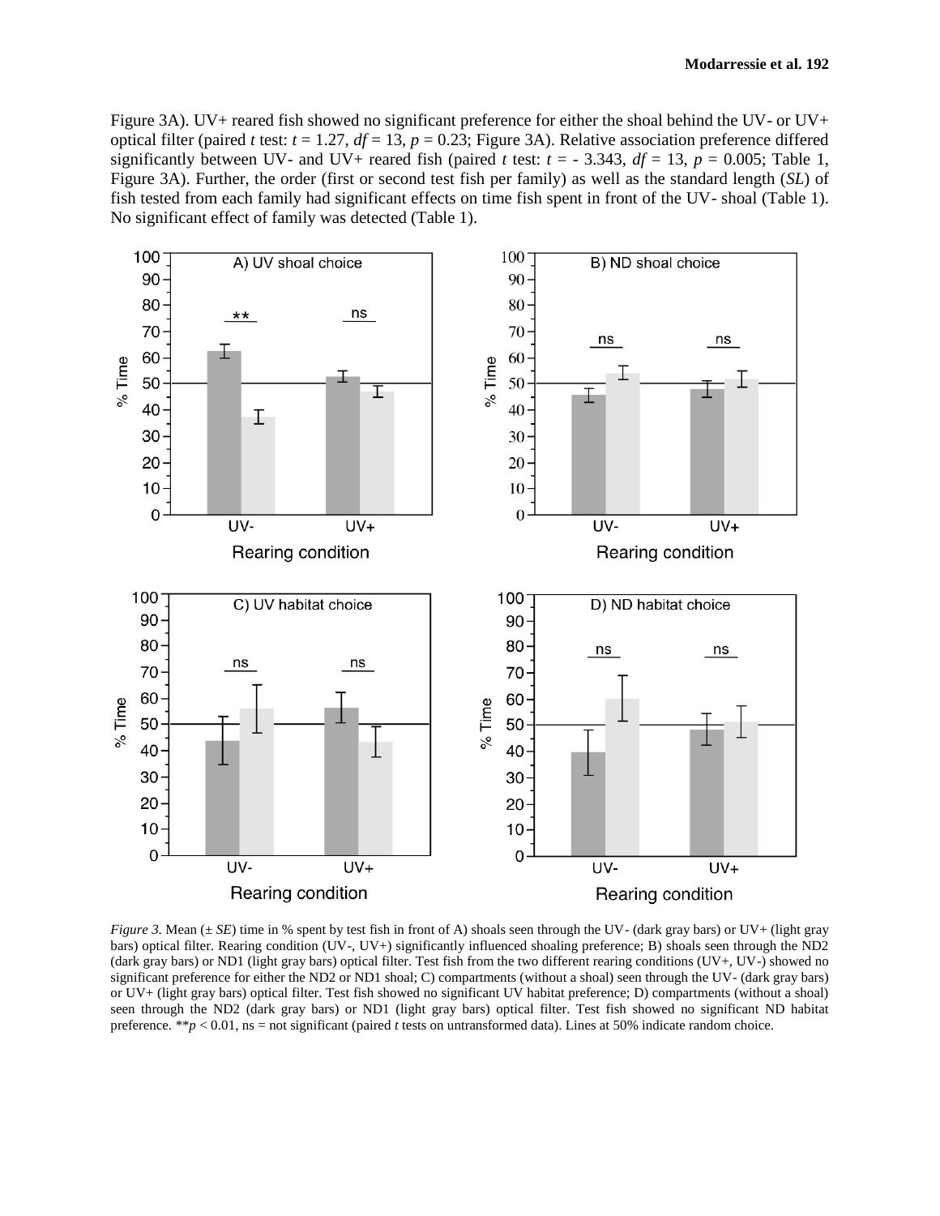Figure 3A). UV+ reared fish showed no significant preference for either the shoal behind the UV- or UV+ optical filter (paired *t* test: $t = 1.27$, $df = 13$, $p = 0.23$; Figure 3A). Relative association preference differed significantly between UV- and UV+ reared fish (paired *t* test: $t = -3.343$, $df = 13$, $p = 0.005$; Table 1, Figure 3A). Further, the order (first or second test fish per family) as well as the standard length (*SL*) of fish tested from each family had significant effects on time fish spent in front of the UV- shoal (Table 1). No significant effect of family was detected (Table 1).

*Figure 3.* Mean (± *SE*) time in % spent by test fish in front of A) shoals seen through the UV- (dark gray bars) or UV+ (light gray bars) optical filter. Rearing condition (UV-, UV+) significantly influenced shoaling preference; B) shoals seen through the ND2 (dark gray bars) or ND1 (light gray bars) optical filter. Test fish from the two different rearing conditions (UV+, UV-) showed no significant preference for either the ND2 or ND1 shoal; C) compartments (without a shoal) seen through the UV- (dark gray bars) or UV+ (light gray bars) optical filter. Test fish showed no significant UV habitat preference; D) compartments (without a shoal) seen through the ND2 (dark gray bars) or ND1 (light gray bars) optical filter. Test fish showed no significant ND habitat preference. $^{**}p < 0.01$, ns = not significant (paired *t* tests on untransformed data). Lines at 50% indicate random choice.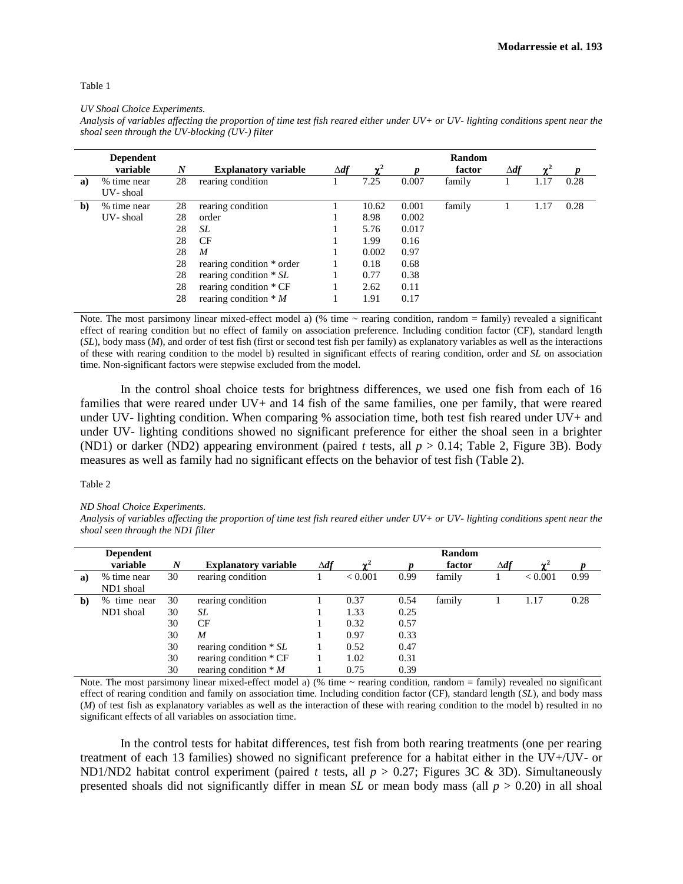Table 1

*UV Shoal Choice Experiments.*
*Analysis of variables affecting the proportion of time test fish reared either under UV+ or UV- lighting conditions spent near the shoal seen through the UV-blocking (UV-) filter*

| | Dependent variable | *N* | Explanatory variable | Δ*df* | $\chi^2$ | *p* | Random factor | Δ*df* | $\chi^2$ | *p* |
|---|---|---|---|---|---|---|---|---|---|---|
| **a)** | % time near UV- shoal | 28 | rearing condition | 1 | 7.25 | 0.007 | family | 1 | 1.17 | 0.28 |
| **b)** | % time near UV- shoal | 28 | rearing condition | 1 | 10.62 | 0.001 | family | 1 | 1.17 | 0.28 |
| | | 28 | order | 1 | 8.98 | 0.002 | | | | |
| | | 28 | *SL* | 1 | 5.76 | 0.017 | | | | |
| | | 28 | CF | 1 | 1.99 | 0.16 | | | | |
| | | 28 | *M* | 1 | 0.002 | 0.97 | | | | |
| | | 28 | rearing condition * order | 1 | 0.18 | 0.68 | | | | |
| | | 28 | rearing condition * *SL* | 1 | 0.77 | 0.38 | | | | |
| | | 28 | rearing condition * CF | 1 | 2.62 | 0.11 | | | | |
| | | 28 | rearing condition * *M* | 1 | 1.91 | 0.17 | | | | |

Note. The most parsimony linear mixed-effect model a) (% time ~ rearing condition, random = family) revealed a significant effect of rearing condition but no effect of family on association preference. Including condition factor (CF), standard length (*SL*), body mass (*M*), and order of test fish (first or second test fish per family) as explanatory variables as well as the interactions of these with rearing condition to the model b) resulted in significant effects of rearing condition, order and *SL* on association time. Non-significant factors were stepwise excluded from the model.

In the control shoal choice tests for brightness differences, we used one fish from each of 16 families that were reared under UV+ and 14 fish of the same families, one per family, that were reared under UV- lighting condition. When comparing % association time, both test fish reared under UV+ and under UV- lighting conditions showed no significant preference for either the shoal seen in a brighter (ND1) or darker (ND2) appearing environment (paired *t* tests, all $p > 0.14$; Table 2, Figure 3B). Body measures as well as family had no significant effects on the behavior of test fish (Table 2).

Table 2

*ND Shoal Choice Experiments.*
*Analysis of variables affecting the proportion of time test fish reared either under UV+ or UV- lighting conditions spent near the shoal seen through the ND1 filter*

| | Dependent variable | *N* | Explanatory variable | Δ*df* | $\chi^2$ | *p* | Random factor | Δ*df* | $\chi^2$ | *p* |
|---|---|---|---|---|---|---|---|---|---|---|
| **a)** | % time near ND1 shoal | 30 | rearing condition | 1 | < 0.001 | 0.99 | family | 1 | < 0.001 | 0.99 |
| **b)** | % time near ND1 shoal | 30 | rearing condition | 1 | 0.37 | 0.54 | family | 1 | 1.17 | 0.28 |
| | | 30 | *SL* | 1 | 1.33 | 0.25 | | | | |
| | | 30 | CF | 1 | 0.32 | 0.57 | | | | |
| | | 30 | *M* | 1 | 0.97 | 0.33 | | | | |
| | | 30 | rearing condition * *SL* | 1 | 0.52 | 0.47 | | | | |
| | | 30 | rearing condition * CF | 1 | 1.02 | 0.31 | | | | |
| | | 30 | rearing condition * *M* | 1 | 0.75 | 0.39 | | | | |

Note. The most parsimony linear mixed-effect model a) (% time ~ rearing condition, random = family) revealed no significant effect of rearing condition and family on association time. Including condition factor (CF), standard length (*SL*), and body mass (*M*) of test fish as explanatory variables as well as the interaction of these with rearing condition to the model b) resulted in no significant effects of all variables on association time.

In the control tests for habitat differences, test fish from both rearing treatments (one per rearing treatment of each 13 families) showed no significant preference for a habitat either in the UV+/UV- or ND1/ND2 habitat control experiment (paired *t* tests, all $p > 0.27$; Figures 3C & 3D). Simultaneously presented shoals did not significantly differ in mean *SL* or mean body mass (all $p > 0.20$) in all shoal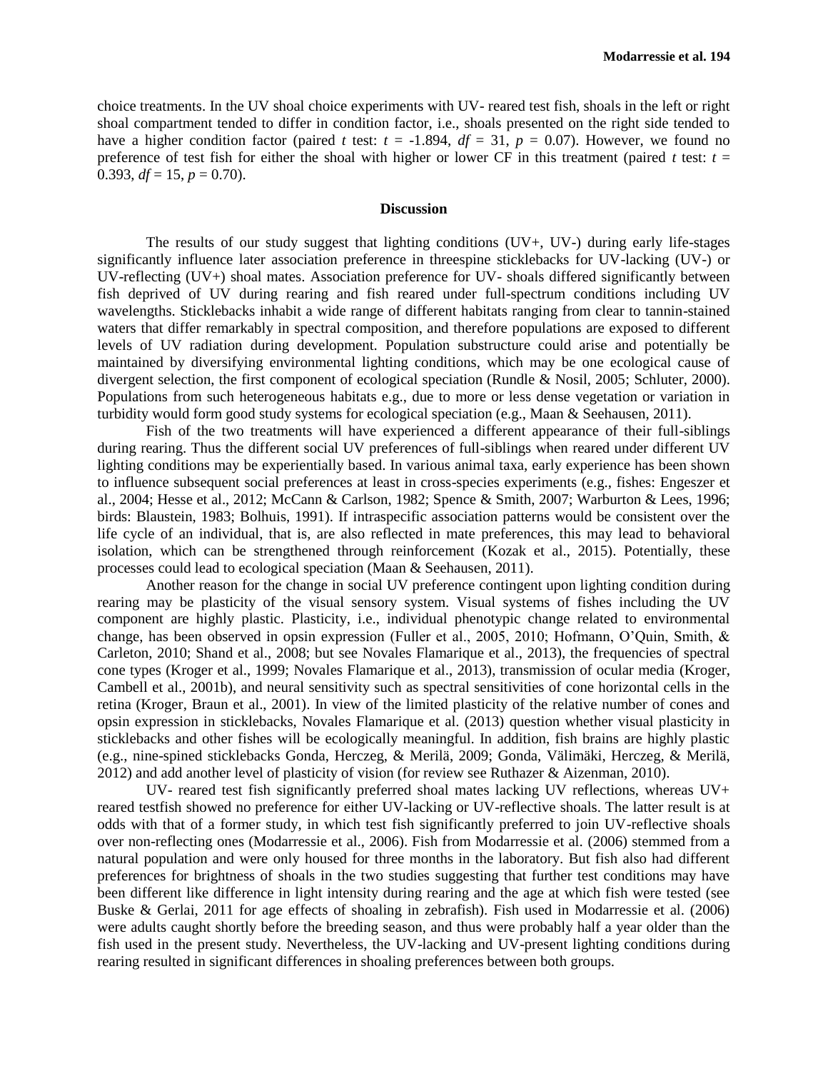choice treatments. In the UV shoal choice experiments with UV- reared test fish, shoals in the left or right shoal compartment tended to differ in condition factor, i.e., shoals presented on the right side tended to have a higher condition factor (paired *t* test: $t = -1.894$, $df = 31$, $p = 0.07$). However, we found no preference of test fish for either the shoal with higher or lower CF in this treatment (paired *t* test: $t = 0.393$, $df = 15$, $p = 0.70$).

## Discussion

The results of our study suggest that lighting conditions (UV+, UV-) during early life-stages significantly influence later association preference in threespine sticklebacks for UV-lacking (UV-) or UV-reflecting (UV+) shoal mates. Association preference for UV- shoals differed significantly between fish deprived of UV during rearing and fish reared under full-spectrum conditions including UV wavelengths. Sticklebacks inhabit a wide range of different habitats ranging from clear to tannin-stained waters that differ remarkably in spectral composition, and therefore populations are exposed to different levels of UV radiation during development. Population substructure could arise and potentially be maintained by diversifying environmental lighting conditions, which may be one ecological cause of divergent selection, the first component of ecological speciation (Rundle & Nosil, 2005; Schluter, 2000). Populations from such heterogeneous habitats e.g., due to more or less dense vegetation or variation in turbidity would form good study systems for ecological speciation (e.g., Maan & Seehausen, 2011).

Fish of the two treatments will have experienced a different appearance of their full-siblings during rearing. Thus the different social UV preferences of full-siblings when reared under different UV lighting conditions may be experientially based. In various animal taxa, early experience has been shown to influence subsequent social preferences at least in cross-species experiments (e.g., fishes: Engeszer et al., 2004; Hesse et al., 2012; McCann & Carlson, 1982; Spence & Smith, 2007; Warburton & Lees, 1996; birds: Blaustein, 1983; Bolhuis, 1991). If intraspecific association patterns would be consistent over the life cycle of an individual, that is, are also reflected in mate preferences, this may lead to behavioral isolation, which can be strengthened through reinforcement (Kozak et al., 2015). Potentially, these processes could lead to ecological speciation (Maan & Seehausen, 2011).

Another reason for the change in social UV preference contingent upon lighting condition during rearing may be plasticity of the visual sensory system. Visual systems of fishes including the UV component are highly plastic. Plasticity, i.e., individual phenotypic change related to environmental change, has been observed in opsin expression (Fuller et al., 2005, 2010; Hofmann, O'Quin, Smith, & Carleton, 2010; Shand et al., 2008; but see Novales Flamarique et al., 2013), the frequencies of spectral cone types (Kroger et al., 1999; Novales Flamarique et al., 2013), transmission of ocular media (Kroger, Cambell et al., 2001b), and neural sensitivity such as spectral sensitivities of cone horizontal cells in the retina (Kroger, Braun et al., 2001). In view of the limited plasticity of the relative number of cones and opsin expression in sticklebacks, Novales Flamarique et al. (2013) question whether visual plasticity in sticklebacks and other fishes will be ecologically meaningful. In addition, fish brains are highly plastic (e.g., nine-spined sticklebacks Gonda, Herczeg, & Merilä, 2009; Gonda, Välimäki, Herczeg, & Merilä, 2012) and add another level of plasticity of vision (for review see Ruthazer & Aizenman, 2010).

UV- reared test fish significantly preferred shoal mates lacking UV reflections, whereas UV+ reared testfish showed no preference for either UV-lacking or UV-reflective shoals. The latter result is at odds with that of a former study, in which test fish significantly preferred to join UV-reflective shoals over non-reflecting ones (Modarressie et al., 2006). Fish from Modarressie et al. (2006) stemmed from a natural population and were only housed for three months in the laboratory. But fish also had different preferences for brightness of shoals in the two studies suggesting that further test conditions may have been different like difference in light intensity during rearing and the age at which fish were tested (see Buske & Gerlai, 2011 for age effects of shoaling in zebrafish). Fish used in Modarressie et al. (2006) were adults caught shortly before the breeding season, and thus were probably half a year older than the fish used in the present study. Nevertheless, the UV-lacking and UV-present lighting conditions during rearing resulted in significant differences in shoaling preferences between both groups.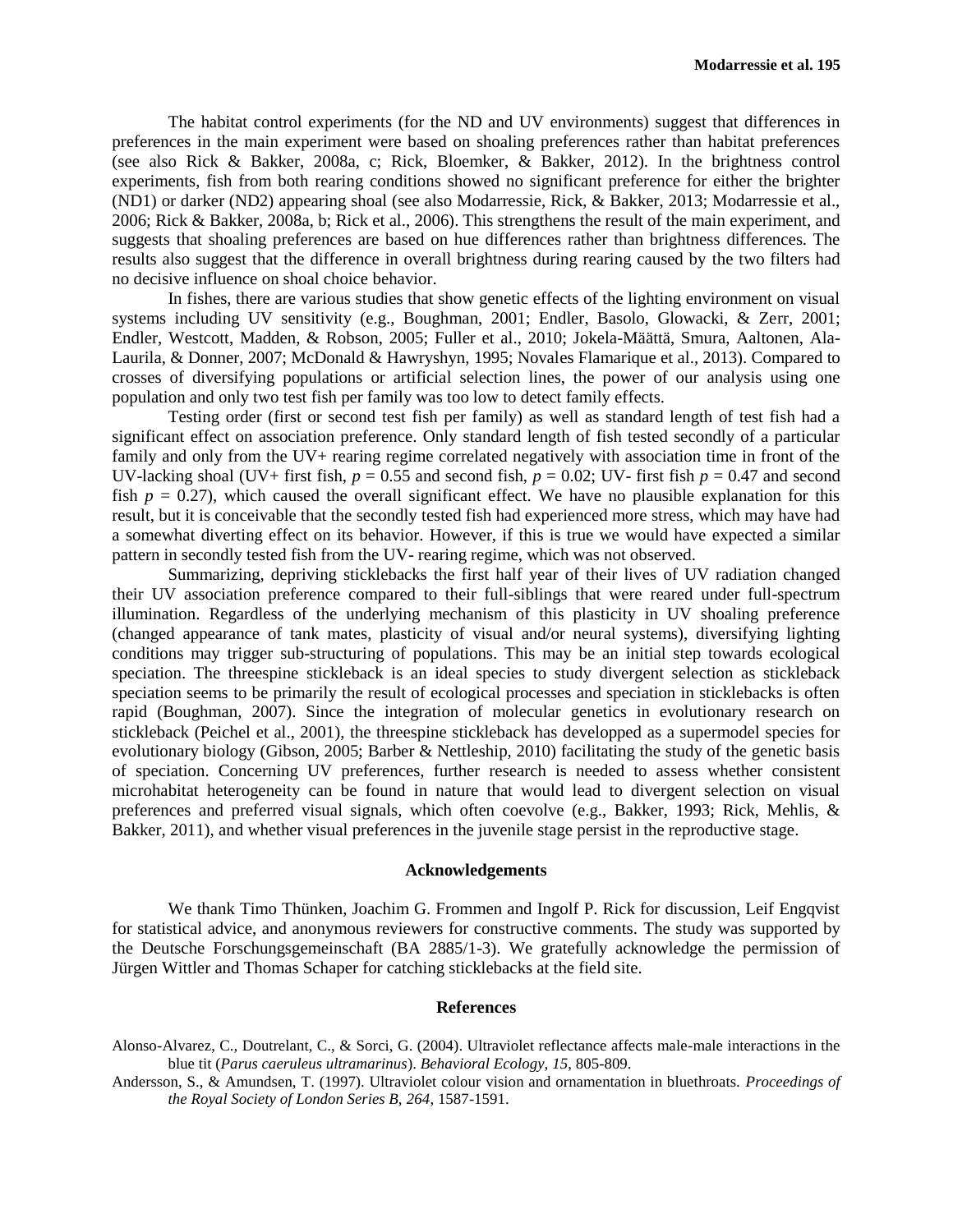The habitat control experiments (for the ND and UV environments) suggest that differences in preferences in the main experiment were based on shoaling preferences rather than habitat preferences (see also Rick & Bakker, 2008a, c; Rick, Bloemker, & Bakker, 2012). In the brightness control experiments, fish from both rearing conditions showed no significant preference for either the brighter (ND1) or darker (ND2) appearing shoal (see also Modarressie, Rick, & Bakker, 2013; Modarressie et al., 2006; Rick & Bakker, 2008a, b; Rick et al., 2006). This strengthens the result of the main experiment, and suggests that shoaling preferences are based on hue differences rather than brightness differences. The results also suggest that the difference in overall brightness during rearing caused by the two filters had no decisive influence on shoal choice behavior.

In fishes, there are various studies that show genetic effects of the lighting environment on visual systems including UV sensitivity (e.g., Boughman, 2001; Endler, Basolo, Glowacki, & Zerr, 2001; Endler, Westcott, Madden, & Robson, 2005; Fuller et al., 2010; Jokela-Määttä, Smura, Aaltonen, Ala-Laurila, & Donner, 2007; McDonald & Hawryshyn, 1995; Novales Flamarique et al., 2013). Compared to crosses of diversifying populations or artificial selection lines, the power of our analysis using one population and only two test fish per family was too low to detect family effects.

Testing order (first or second test fish per family) as well as standard length of test fish had a significant effect on association preference. Only standard length of fish tested secondly of a particular family and only from the UV+ rearing regime correlated negatively with association time in front of the UV-lacking shoal (UV+ first fish, $p = 0.55$ and second fish, $p = 0.02$; UV- first fish $p = 0.47$ and second fish $p = 0.27$), which caused the overall significant effect. We have no plausible explanation for this result, but it is conceivable that the secondly tested fish had experienced more stress, which may have had a somewhat diverting effect on its behavior. However, if this is true we would have expected a similar pattern in secondly tested fish from the UV- rearing regime, which was not observed.

Summarizing, depriving sticklebacks the first half year of their lives of UV radiation changed their UV association preference compared to their full-siblings that were reared under full-spectrum illumination. Regardless of the underlying mechanism of this plasticity in UV shoaling preference (changed appearance of tank mates, plasticity of visual and/or neural systems), diversifying lighting conditions may trigger sub-structuring of populations. This may be an initial step towards ecological speciation. The threespine stickleback is an ideal species to study divergent selection as stickleback speciation seems to be primarily the result of ecological processes and speciation in sticklebacks is often rapid (Boughman, 2007). Since the integration of molecular genetics in evolutionary research on stickleback (Peichel et al., 2001), the threespine stickleback has developped as a supermodel species for evolutionary biology (Gibson, 2005; Barber & Nettleship, 2010) facilitating the study of the genetic basis of speciation. Concerning UV preferences, further research is needed to assess whether consistent microhabitat heterogeneity can be found in nature that would lead to divergent selection on visual preferences and preferred visual signals, which often coevolve (e.g., Bakker, 1993; Rick, Mehlis, & Bakker, 2011), and whether visual preferences in the juvenile stage persist in the reproductive stage.

## Acknowledgements

We thank Timo Thünken, Joachim G. Frommen and Ingolf P. Rick for discussion, Leif Engqvist for statistical advice, and anonymous reviewers for constructive comments. The study was supported by the Deutsche Forschungsgemeinschaft (BA 2885/1-3). We gratefully acknowledge the permission of Jürgen Wittler and Thomas Schaper for catching sticklebacks at the field site.

## References

Alonso-Alvarez, C., Doutrelant, C., & Sorci, G. (2004). Ultraviolet reflectance affects male-male interactions in the blue tit (*Parus caeruleus ultramarinus*). *Behavioral Ecology, 15*, 805-809.

Andersson, S., & Amundsen, T. (1997). Ultraviolet colour vision and ornamentation in bluethroats. *Proceedings of the Royal Society of London Series B, 264*, 1587-1591.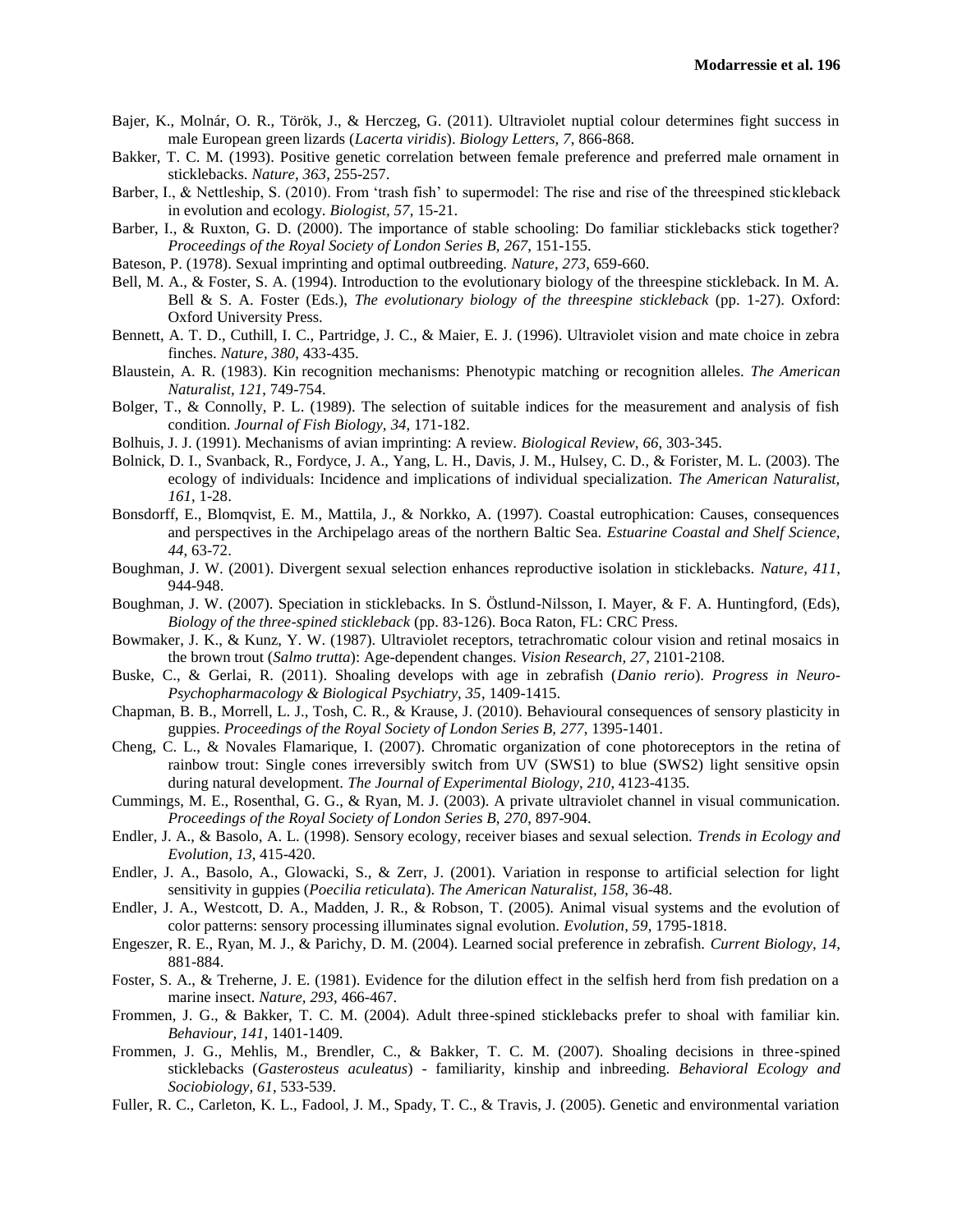Bajer, K., Molnár, O. R., Török, J., & Herczeg, G. (2011). Ultraviolet nuptial colour determines fight success in male European green lizards (*Lacerta viridis*). *Biology Letters, 7*, 866-868.

Bakker, T. C. M. (1993). Positive genetic correlation between female preference and preferred male ornament in sticklebacks. *Nature, 363*, 255-257.

Barber, I., & Nettleship, S. (2010). From 'trash fish' to supermodel: The rise and rise of the threespined stickleback in evolution and ecology. *Biologist, 57*, 15-21.

Barber, I., & Ruxton, G. D. (2000). The importance of stable schooling: Do familiar sticklebacks stick together? *Proceedings of the Royal Society of London Series B, 267*, 151-155.

Bateson, P. (1978). Sexual imprinting and optimal outbreeding. *Nature, 273*, 659-660.

Bell, M. A., & Foster, S. A. (1994). Introduction to the evolutionary biology of the threespine stickleback. In M. A. Bell & S. A. Foster (Eds.), *The evolutionary biology of the threespine stickleback* (pp. 1-27). Oxford: Oxford University Press.

Bennett, A. T. D., Cuthill, I. C., Partridge, J. C., & Maier, E. J. (1996). Ultraviolet vision and mate choice in zebra finches. *Nature, 380*, 433-435.

Blaustein, A. R. (1983). Kin recognition mechanisms: Phenotypic matching or recognition alleles. *The American Naturalist, 121*, 749-754.

Bolger, T., & Connolly, P. L. (1989). The selection of suitable indices for the measurement and analysis of fish condition. *Journal of Fish Biology, 34*, 171-182.

Bolhuis, J. J. (1991). Mechanisms of avian imprinting: A review. *Biological Review, 66*, 303-345.

Bolnick, D. I., Svanback, R., Fordyce, J. A., Yang, L. H., Davis, J. M., Hulsey, C. D., & Forister, M. L. (2003). The ecology of individuals: Incidence and implications of individual specialization. *The American Naturalist, 161*, 1-28.

Bonsdorff, E., Blomqvist, E. M., Mattila, J., & Norkko, A. (1997). Coastal eutrophication: Causes, consequences and perspectives in the Archipelago areas of the northern Baltic Sea. *Estuarine Coastal and Shelf Science, 44*, 63-72.

Boughman, J. W. (2001). Divergent sexual selection enhances reproductive isolation in sticklebacks. *Nature, 411*, 944-948.

Boughman, J. W. (2007). Speciation in sticklebacks. In S. Östlund-Nilsson, I. Mayer, & F. A. Huntingford, (Eds), *Biology of the three-spined stickleback* (pp. 83-126). Boca Raton, FL: CRC Press.

Bowmaker, J. K., & Kunz, Y. W. (1987). Ultraviolet receptors, tetrachromatic colour vision and retinal mosaics in the brown trout (*Salmo trutta*): Age-dependent changes. *Vision Research, 27*, 2101-2108.

Buske, C., & Gerlai, R. (2011). Shoaling develops with age in zebrafish (*Danio rerio*). *Progress in Neuro-Psychopharmacology & Biological Psychiatry, 35*, 1409-1415.

Chapman, B. B., Morrell, L. J., Tosh, C. R., & Krause, J. (2010). Behavioural consequences of sensory plasticity in guppies. *Proceedings of the Royal Society of London Series B, 277*, 1395-1401.

Cheng, C. L., & Novales Flamarique, I. (2007). Chromatic organization of cone photoreceptors in the retina of rainbow trout: Single cones irreversibly switch from UV (SWS1) to blue (SWS2) light sensitive opsin during natural development. *The Journal of Experimental Biology, 210*, 4123-4135.

Cummings, M. E., Rosenthal, G. G., & Ryan, M. J. (2003). A private ultraviolet channel in visual communication. *Proceedings of the Royal Society of London Series B, 270*, 897-904.

Endler, J. A., & Basolo, A. L. (1998). Sensory ecology, receiver biases and sexual selection. *Trends in Ecology and Evolution, 13*, 415-420.

Endler, J. A., Basolo, A., Glowacki, S., & Zerr, J. (2001). Variation in response to artificial selection for light sensitivity in guppies (*Poecilia reticulata*). *The American Naturalist, 158*, 36-48.

Endler, J. A., Westcott, D. A., Madden, J. R., & Robson, T. (2005). Animal visual systems and the evolution of color patterns: sensory processing illuminates signal evolution. *Evolution, 59*, 1795-1818.

Engeszer, R. E., Ryan, M. J., & Parichy, D. M. (2004). Learned social preference in zebrafish. *Current Biology, 14*, 881-884.

Foster, S. A., & Treherne, J. E. (1981). Evidence for the dilution effect in the selfish herd from fish predation on a marine insect. *Nature, 293*, 466-467.

Frommen, J. G., & Bakker, T. C. M. (2004). Adult three-spined sticklebacks prefer to shoal with familiar kin. *Behaviour, 141*, 1401-1409.

Frommen, J. G., Mehlis, M., Brendler, C., & Bakker, T. C. M. (2007). Shoaling decisions in three-spined sticklebacks (*Gasterosteus aculeatus*) - familiarity, kinship and inbreeding. *Behavioral Ecology and Sociobiology, 61*, 533-539.

Fuller, R. C., Carleton, K. L., Fadool, J. M., Spady, T. C., & Travis, J. (2005). Genetic and environmental variation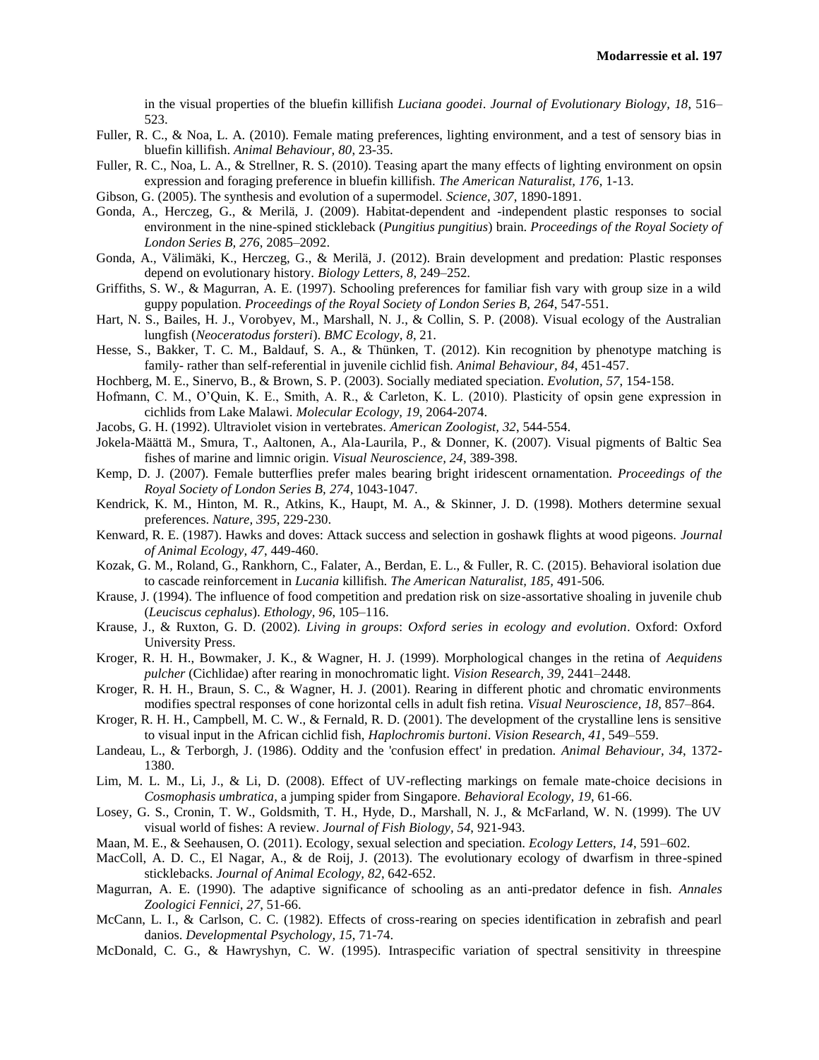in the visual properties of the bluefin killifish *Luciana goodei*. *Journal of Evolutionary Biology, 18*, 516–523.

Fuller, R. C., & Noa, L. A. (2010). Female mating preferences, lighting environment, and a test of sensory bias in bluefin killifish. *Animal Behaviour, 80*, 23-35.

Fuller, R. C., Noa, L. A., & Strellner, R. S. (2010). Teasing apart the many effects of lighting environment on opsin expression and foraging preference in bluefin killifish. *The American Naturalist, 176*, 1-13.

Gibson, G. (2005). The synthesis and evolution of a supermodel. *Science, 307*, 1890-1891.

Gonda, A., Herczeg, G., & Merilä, J. (2009). Habitat-dependent and -independent plastic responses to social environment in the nine-spined stickleback (*Pungitius pungitius*) brain. *Proceedings of the Royal Society of London Series B, 276*, 2085–2092.

Gonda, A., Välimäki, K., Herczeg, G., & Merilä, J. (2012). Brain development and predation: Plastic responses depend on evolutionary history. *Biology Letters, 8*, 249–252.

Griffiths, S. W., & Magurran, A. E. (1997). Schooling preferences for familiar fish vary with group size in a wild guppy population. *Proceedings of the Royal Society of London Series B, 264*, 547-551.

Hart, N. S., Bailes, H. J., Vorobyev, M., Marshall, N. J., & Collin, S. P. (2008). Visual ecology of the Australian lungfish (*Neoceratodus forsteri*). *BMC Ecology, 8*, 21.

Hesse, S., Bakker, T. C. M., Baldauf, S. A., & Thünken, T. (2012). Kin recognition by phenotype matching is family- rather than self-referential in juvenile cichlid fish. *Animal Behaviour, 84*, 451-457.

Hochberg, M. E., Sinervo, B., & Brown, S. P. (2003). Socially mediated speciation. *Evolution, 57*, 154-158.

Hofmann, C. M., O'Quin, K. E., Smith, A. R., & Carleton, K. L. (2010). Plasticity of opsin gene expression in cichlids from Lake Malawi. *Molecular Ecology, 19*, 2064-2074.

Jacobs, G. H. (1992). Ultraviolet vision in vertebrates. *American Zoologist, 32*, 544-554.

Jokela-Määttä M., Smura, T., Aaltonen, A., Ala-Laurila, P., & Donner, K. (2007). Visual pigments of Baltic Sea fishes of marine and limnic origin. *Visual Neuroscience, 24*, 389-398.

Kemp, D. J. (2007). Female butterflies prefer males bearing bright iridescent ornamentation. *Proceedings of the Royal Society of London Series B, 274*, 1043-1047.

Kendrick, K. M., Hinton, M. R., Atkins, K., Haupt, M. A., & Skinner, J. D. (1998). Mothers determine sexual preferences. *Nature, 395*, 229-230.

Kenward, R. E. (1987). Hawks and doves: Attack success and selection in goshawk flights at wood pigeons. *Journal of Animal Ecology, 47*, 449-460.

Kozak, G. M., Roland, G., Rankhorn, C., Falater, A., Berdan, E. L., & Fuller, R. C. (2015). Behavioral isolation due to cascade reinforcement in *Lucania* killifish. *The American Naturalist, 185*, 491-506.

Krause, J. (1994). The influence of food competition and predation risk on size-assortative shoaling in juvenile chub (*Leuciscus cephalus*). *Ethology, 96*, 105–116.

Krause, J., & Ruxton, G. D. (2002). *Living in groups*: *Oxford series in ecology and evolution*. Oxford: Oxford University Press.

Kroger, R. H. H., Bowmaker, J. K., & Wagner, H. J. (1999). Morphological changes in the retina of *Aequidens pulcher* (Cichlidae) after rearing in monochromatic light. *Vision Research, 39*, 2441–2448.

Kroger, R. H. H., Braun, S. C., & Wagner, H. J. (2001). Rearing in different photic and chromatic environments modifies spectral responses of cone horizontal cells in adult fish retina. *Visual Neuroscience, 18*, 857–864.

Kroger, R. H. H., Campbell, M. C. W., & Fernald, R. D. (2001). The development of the crystalline lens is sensitive to visual input in the African cichlid fish, *Haplochromis burtoni*. *Vision Research, 41*, 549–559.

Landeau, L., & Terborgh, J. (1986). Oddity and the 'confusion effect' in predation. *Animal Behaviour, 34*, 1372-1380.

Lim, M. L. M., Li, J., & Li, D. (2008). Effect of UV-reflecting markings on female mate-choice decisions in *Cosmophasis umbratica*, a jumping spider from Singapore. *Behavioral Ecology, 19*, 61-66.

Losey, G. S., Cronin, T. W., Goldsmith, T. H., Hyde, D., Marshall, N. J., & McFarland, W. N. (1999). The UV visual world of fishes: A review. *Journal of Fish Biology, 54*, 921-943.

Maan, M. E., & Seehausen, O. (2011). Ecology, sexual selection and speciation. *Ecology Letters, 14*, 591–602.

MacColl, A. D. C., El Nagar, A., & de Roij, J. (2013). The evolutionary ecology of dwarfism in three-spined sticklebacks. *Journal of Animal Ecology, 82*, 642-652.

Magurran, A. E. (1990). The adaptive significance of schooling as an anti-predator defence in fish. *Annales Zoologici Fennici, 27*, 51-66.

McCann, L. I., & Carlson, C. C. (1982). Effects of cross-rearing on species identification in zebrafish and pearl danios. *Developmental Psychology, 15*, 71-74.

McDonald, C. G., & Hawryshyn, C. W. (1995). Intraspecific variation of spectral sensitivity in threespine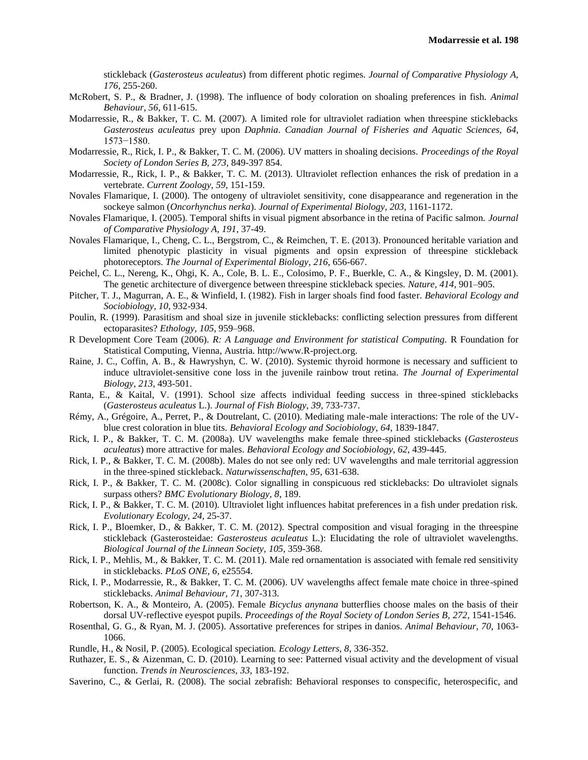stickleback (*Gasterosteus aculeatus*) from different photic regimes. *Journal of Comparative Physiology A, 176*, 255-260.

McRobert, S. P., & Bradner, J. (1998). The influence of body coloration on shoaling preferences in fish. *Animal Behaviour, 56*, 611-615.

Modarressie, R., & Bakker, T. C. M. (2007). A limited role for ultraviolet radiation when threespine sticklebacks *Gasterosteus aculeatus* prey upon *Daphnia*. *Canadian Journal of Fisheries and Aquatic Sciences, 64*, 1573−1580.

Modarressie, R., Rick, I. P., & Bakker, T. C. M. (2006). UV matters in shoaling decisions. *Proceedings of the Royal Society of London Series B, 273*, 849-397 854.

Modarressie, R., Rick, I. P., & Bakker, T. C. M. (2013). Ultraviolet reflection enhances the risk of predation in a vertebrate. *Current Zoology, 59*, 151-159.

Novales Flamarique, I. (2000). The ontogeny of ultraviolet sensitivity, cone disappearance and regeneration in the sockeye salmon (*Oncorhynchus nerka*). *Journal of Experimental Biology, 203*, 1161-1172.

Novales Flamarique, I. (2005). Temporal shifts in visual pigment absorbance in the retina of Pacific salmon. *Journal of Comparative Physiology A, 191*, 37-49.

Novales Flamarique, I., Cheng, C. L., Bergstrom, C., & Reimchen, T. E. (2013). Pronounced heritable variation and limited phenotypic plasticity in visual pigments and opsin expression of threespine stickleback photoreceptors. *The Journal of Experimental Biology, 216*, 656-667.

Peichel, C. L., Nereng, K., Ohgi, K. A., Cole, B. L. E., Colosimo, P. F., Buerkle, C. A., & Kingsley, D. M. (2001). The genetic architecture of divergence between threespine stickleback species. *Nature, 414*, 901–905.

Pitcher, T. J., Magurran, A. E., & Winfield, I. (1982). Fish in larger shoals find food faster. *Behavioral Ecology and Sociobiology, 10*, 932-934.

Poulin, R. (1999). Parasitism and shoal size in juvenile sticklebacks: conflicting selection pressures from different ectoparasites? *Ethology, 105*, 959–968.

R Development Core Team (2006). *R: A Language and Environment for statistical Computing*. R Foundation for Statistical Computing, Vienna, Austria. http://www.R-project.org.

Raine, J. C., Coffin, A. B., & Hawryshyn, C. W. (2010). Systemic thyroid hormone is necessary and sufficient to induce ultraviolet-sensitive cone loss in the juvenile rainbow trout retina. *The Journal of Experimental Biology, 213*, 493-501.

Ranta, E., & Kaital, V. (1991). School size affects individual feeding success in three-spined sticklebacks (*Gasterosteus aculeatus* L.). *Journal of Fish Biology, 39*, 733-737.

Rémy, A., Grégoire, A., Perret, P., & Doutrelant, C. (2010). Mediating male-male interactions: The role of the UV-blue crest coloration in blue tits. *Behavioral Ecology and Sociobiology, 64*, 1839-1847.

Rick, I. P., & Bakker, T. C. M. (2008a). UV wavelengths make female three-spined sticklebacks (*Gasterosteus aculeatus*) more attractive for males. *Behavioral Ecology and Sociobiology, 62*, 439-445.

Rick, I. P., & Bakker, T. C. M. (2008b). Males do not see only red: UV wavelengths and male territorial aggression in the three-spined stickleback. *Naturwissenschaften, 95*, 631-638.

Rick, I. P., & Bakker, T. C. M. (2008c). Color signalling in conspicuous red sticklebacks: Do ultraviolet signals surpass others? *BMC Evolutionary Biology, 8*, 189.

Rick, I. P., & Bakker, T. C. M. (2010). Ultraviolet light influences habitat preferences in a fish under predation risk. *Evolutionary Ecology, 24*, 25-37.

Rick, I. P., Bloemker, D., & Bakker, T. C. M. (2012). Spectral composition and visual foraging in the threespine stickleback (Gasterosteidae: *Gasterosteus aculeatus* L.): Elucidating the role of ultraviolet wavelengths. *Biological Journal of the Linnean Society, 105*, 359-368.

Rick, I. P., Mehlis, M., & Bakker, T. C. M. (2011). Male red ornamentation is associated with female red sensitivity in sticklebacks. *PLoS ONE, 6*, e25554.

Rick, I. P., Modarressie, R., & Bakker, T. C. M. (2006). UV wavelengths affect female mate choice in three-spined sticklebacks. *Animal Behaviour, 71*, 307-313.

Robertson, K. A., & Monteiro, A. (2005). Female *Bicyclus anynana* butterflies choose males on the basis of their dorsal UV-reflective eyespot pupils. *Proceedings of the Royal Society of London Series B, 272*, 1541-1546.

Rosenthal, G. G., & Ryan, M. J. (2005). Assortative preferences for stripes in danios. *Animal Behaviour, 70*, 1063-1066.

Rundle, H., & Nosil, P. (2005). Ecological speciation. *Ecology Letters, 8*, 336-352.

Ruthazer, E. S., & Aizenman, C. D. (2010). Learning to see: Patterned visual activity and the development of visual function. *Trends in Neurosciences, 33*, 183-192.

Saverino, C., & Gerlai, R. (2008). The social zebrafish: Behavioral responses to conspecific, heterospecific, and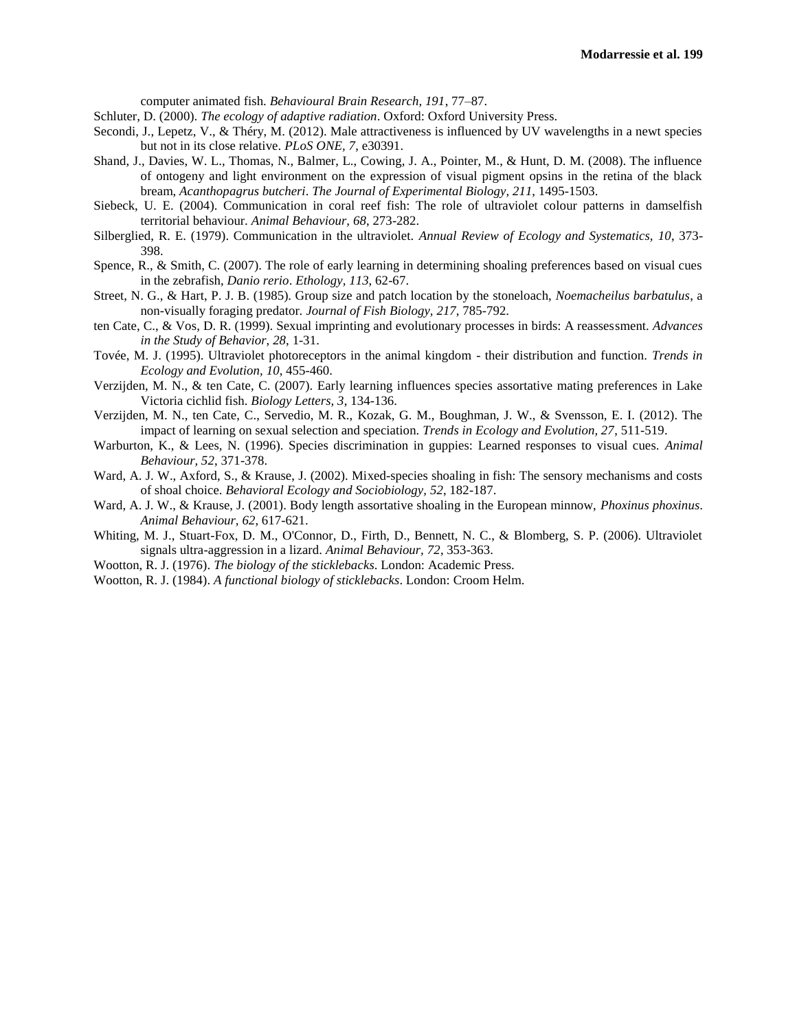computer animated fish. *Behavioural Brain Research, 191*, 77–87.

Schluter, D. (2000). *The ecology of adaptive radiation*. Oxford: Oxford University Press.

Secondi, J., Lepetz, V., & Théry, M. (2012). Male attractiveness is influenced by UV wavelengths in a newt species but not in its close relative. *PLoS ONE, 7*, e30391.

Shand, J., Davies, W. L., Thomas, N., Balmer, L., Cowing, J. A., Pointer, M., & Hunt, D. M. (2008). The influence of ontogeny and light environment on the expression of visual pigment opsins in the retina of the black bream, *Acanthopagrus butcheri*. *The Journal of Experimental Biology, 211*, 1495-1503.

Siebeck, U. E. (2004). Communication in coral reef fish: The role of ultraviolet colour patterns in damselfish territorial behaviour. *Animal Behaviour, 68*, 273-282.

Silberglied, R. E. (1979). Communication in the ultraviolet. *Annual Review of Ecology and Systematics, 10*, 373-398.

Spence, R., & Smith, C. (2007). The role of early learning in determining shoaling preferences based on visual cues in the zebrafish, *Danio rerio*. *Ethology, 113*, 62-67.

Street, N. G., & Hart, P. J. B. (1985). Group size and patch location by the stoneloach, *Noemacheilus barbatulus*, a non-visually foraging predator. *Journal of Fish Biology, 217*, 785-792.

ten Cate, C., & Vos, D. R. (1999). Sexual imprinting and evolutionary processes in birds: A reassessment. *Advances in the Study of Behavior, 28*, 1-31.

Tovée, M. J. (1995). Ultraviolet photoreceptors in the animal kingdom - their distribution and function. *Trends in Ecology and Evolution, 10*, 455-460.

Verzijden, M. N., & ten Cate, C. (2007). Early learning influences species assortative mating preferences in Lake Victoria cichlid fish. *Biology Letters, 3*, 134-136.

Verzijden, M. N., ten Cate, C., Servedio, M. R., Kozak, G. M., Boughman, J. W., & Svensson, E. I. (2012). The impact of learning on sexual selection and speciation. *Trends in Ecology and Evolution, 27*, 511-519.

Warburton, K., & Lees, N. (1996). Species discrimination in guppies: Learned responses to visual cues. *Animal Behaviour, 52*, 371-378.

Ward, A. J. W., Axford, S., & Krause, J. (2002). Mixed-species shoaling in fish: The sensory mechanisms and costs of shoal choice. *Behavioral Ecology and Sociobiology, 52*, 182-187.

Ward, A. J. W., & Krause, J. (2001). Body length assortative shoaling in the European minnow, *Phoxinus phoxinus*. *Animal Behaviour, 62*, 617-621.

Whiting, M. J., Stuart-Fox, D. M., O'Connor, D., Firth, D., Bennett, N. C., & Blomberg, S. P. (2006). Ultraviolet signals ultra-aggression in a lizard. *Animal Behaviour, 72*, 353-363.

Wootton, R. J. (1976). *The biology of the sticklebacks*. London: Academic Press.

Wootton, R. J. (1984). *A functional biology of sticklebacks*. London: Croom Helm.